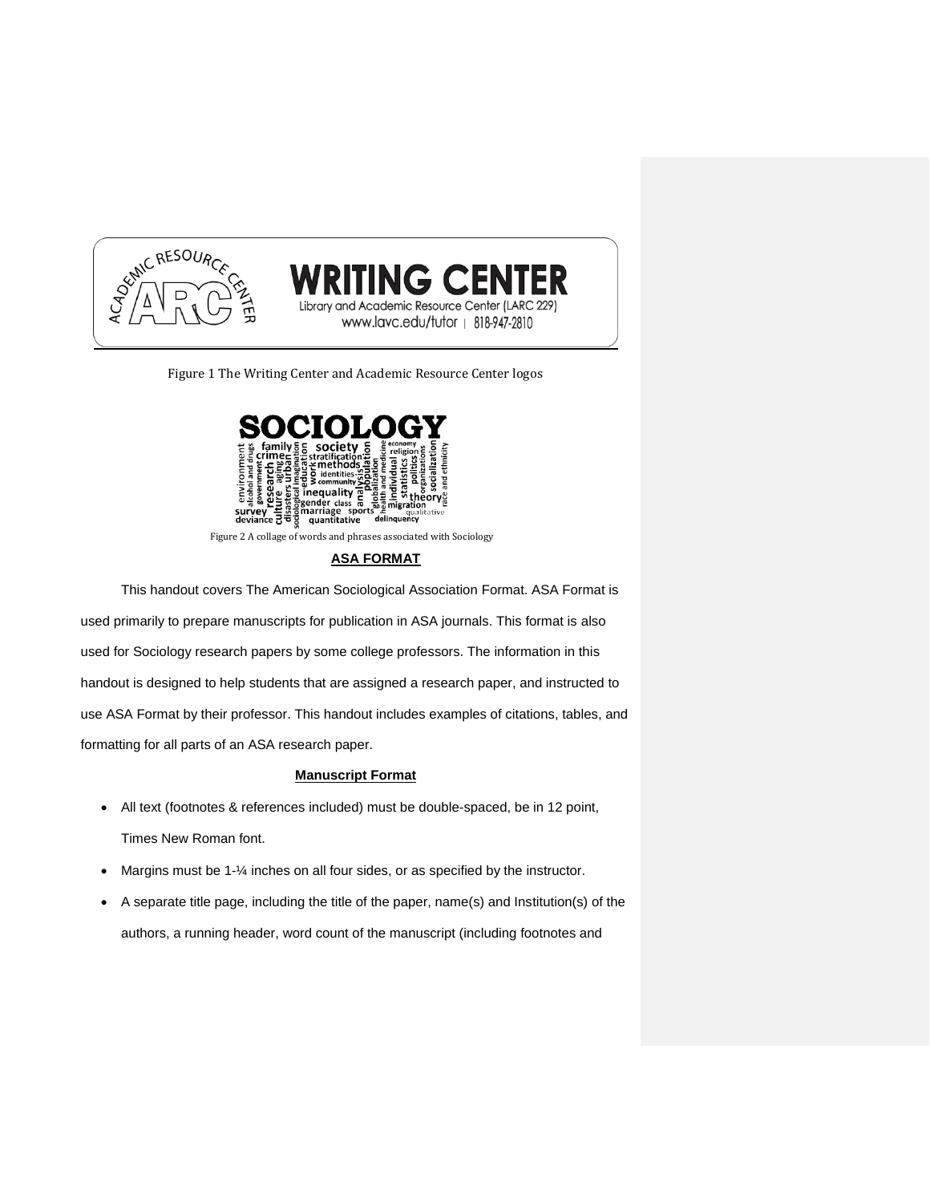Figure 1 The Writing Center and Academic Resource Center logos

Figure 2 A collage of words and phrases associated with Sociology

## ASA FORMAT

This handout covers The American Sociological Association Format. ASA Format is used primarily to prepare manuscripts for publication in ASA journals. This format is also used for Sociology research papers by some college professors. The information in this handout is designed to help students that are assigned a research paper, and instructed to use ASA Format by their professor. This handout includes examples of citations, tables, and formatting for all parts of an ASA research paper.

### Manuscript Format

- All text (footnotes & references included) must be double-spaced, be in 12 point, Times New Roman font.
- Margins must be 1-¼ inches on all four sides, or as specified by the instructor.
- A separate title page, including the title of the paper, name(s) and Institution(s) of the authors, a running header, word count of the manuscript (including footnotes and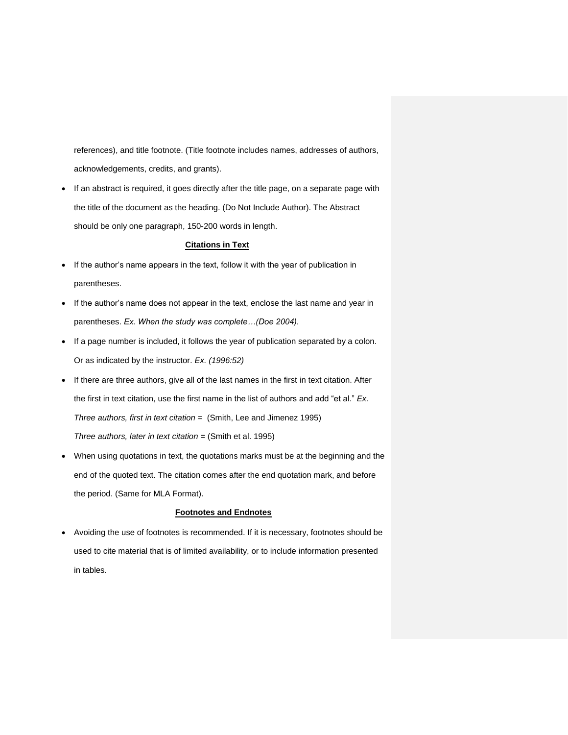references), and title footnote. (Title footnote includes names, addresses of authors, acknowledgements, credits, and grants).

- If an abstract is required, it goes directly after the title page, on a separate page with the title of the document as the heading. (Do Not Include Author). The Abstract should be only one paragraph, 150-200 words in length.

## Citations in Text

- If the author's name appears in the text, follow it with the year of publication in parentheses.
- If the author's name does not appear in the text, enclose the last name and year in parentheses. *Ex. When the study was complete…(Doe 2004).*
- If a page number is included, it follows the year of publication separated by a colon. Or as indicated by the instructor. *Ex. (1996:52)*
- If there are three authors, give all of the last names in the first in text citation. After the first in text citation, use the first name in the list of authors and add "et al." *Ex. Three authors, first in text citation* = (Smith, Lee and Jimenez 1995)

  *Three authors, later in text citation* = (Smith et al. 1995)
- When using quotations in text, the quotations marks must be at the beginning and the end of the quoted text. The citation comes after the end quotation mark, and before the period. (Same for MLA Format).

## Footnotes and Endnotes

- Avoiding the use of footnotes is recommended. If it is necessary, footnotes should be used to cite material that is of limited availability, or to include information presented in tables.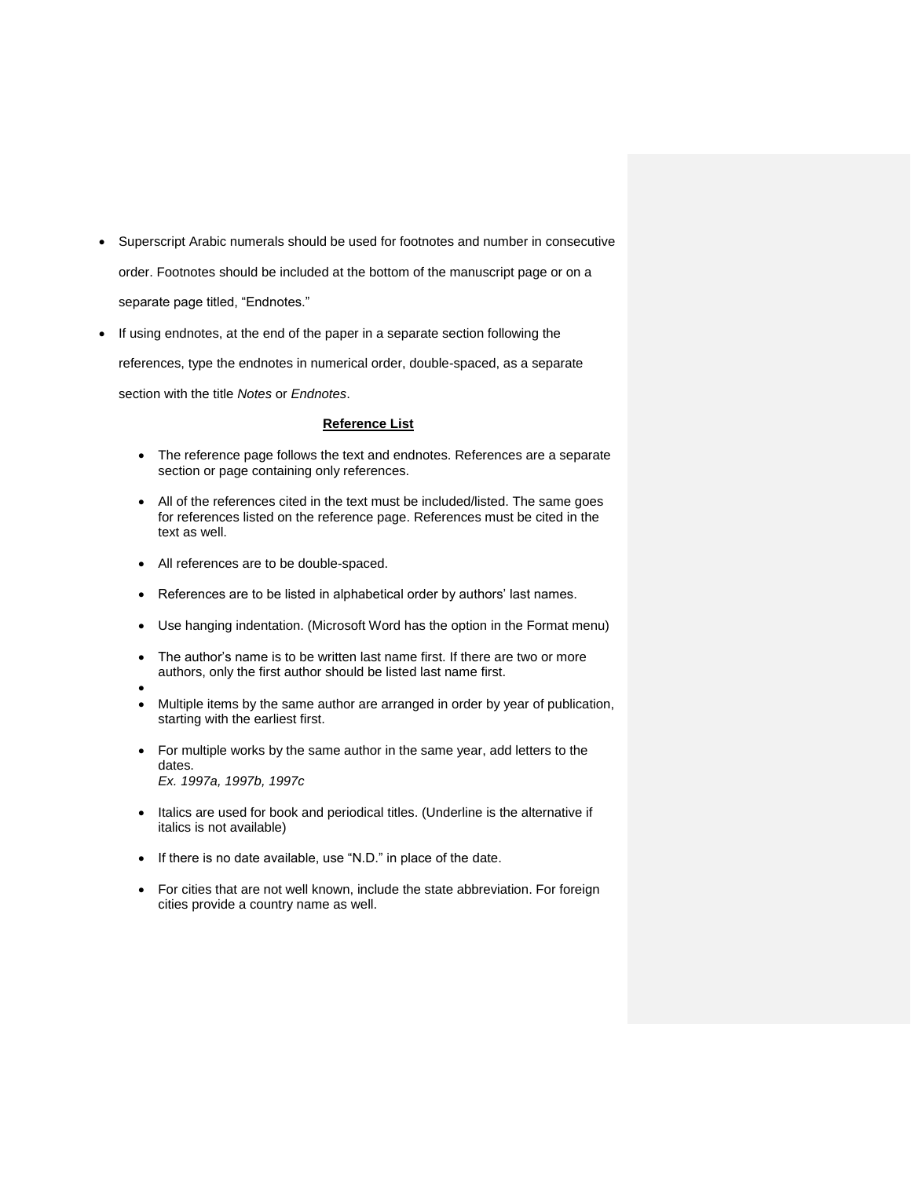- Superscript Arabic numerals should be used for footnotes and number in consecutive order. Footnotes should be included at the bottom of the manuscript page or on a separate page titled, "Endnotes."
- If using endnotes, at the end of the paper in a separate section following the references, type the endnotes in numerical order, double-spaced, as a separate section with the title *Notes* or *Endnotes*.

**Reference List**

- The reference page follows the text and endnotes. References are a separate section or page containing only references.
- All of the references cited in the text must be included/listed. The same goes for references listed on the reference page. References must be cited in the text as well.
- All references are to be double-spaced.
- References are to be listed in alphabetical order by authors' last names.
- Use hanging indentation. (Microsoft Word has the option in the Format menu)
- The author's name is to be written last name first. If there are two or more authors, only the first author should be listed last name first.
- 
- Multiple items by the same author are arranged in order by year of publication, starting with the earliest first.
- For multiple works by the same author in the same year, add letters to the dates.
  *Ex. 1997a, 1997b, 1997c*
- Italics are used for book and periodical titles. (Underline is the alternative if italics is not available)
- If there is no date available, use "N.D." in place of the date.
- For cities that are not well known, include the state abbreviation. For foreign cities provide a country name as well.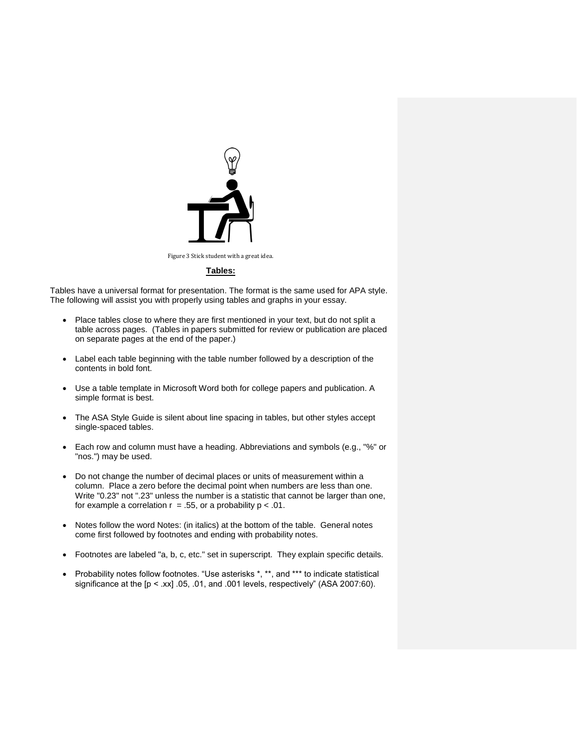Figure 3 Stick student with a great idea.

## Tables:

Tables have a universal format for presentation. The format is the same used for APA style. The following will assist you with properly using tables and graphs in your essay.

- Place tables close to where they are first mentioned in your text, but do not split a table across pages. (Tables in papers submitted for review or publication are placed on separate pages at the end of the paper.)

- Label each table beginning with the table number followed by a description of the contents in bold font.

- Use a table template in Microsoft Word both for college papers and publication. A simple format is best.

- The ASA Style Guide is silent about line spacing in tables, but other styles accept single-spaced tables.

- Each row and column must have a heading. Abbreviations and symbols (e.g., "%" or "nos.") may be used.

- Do not change the number of decimal places or units of measurement within a column. Place a zero before the decimal point when numbers are less than one. Write "0.23" not ".23" unless the number is a statistic that cannot be larger than one, for example a correlation $r = .55$, or a probability $p < .01$.

- Notes follow the word Notes: (in italics) at the bottom of the table. General notes come first followed by footnotes and ending with probability notes.

- Footnotes are labeled "a, b, c, etc." set in superscript. They explain specific details.

- Probability notes follow footnotes. "Use asterisks *, **, and *** to indicate statistical significance at the [$p < .xx$] .05, .01, and .001 levels, respectively" (ASA 2007:60).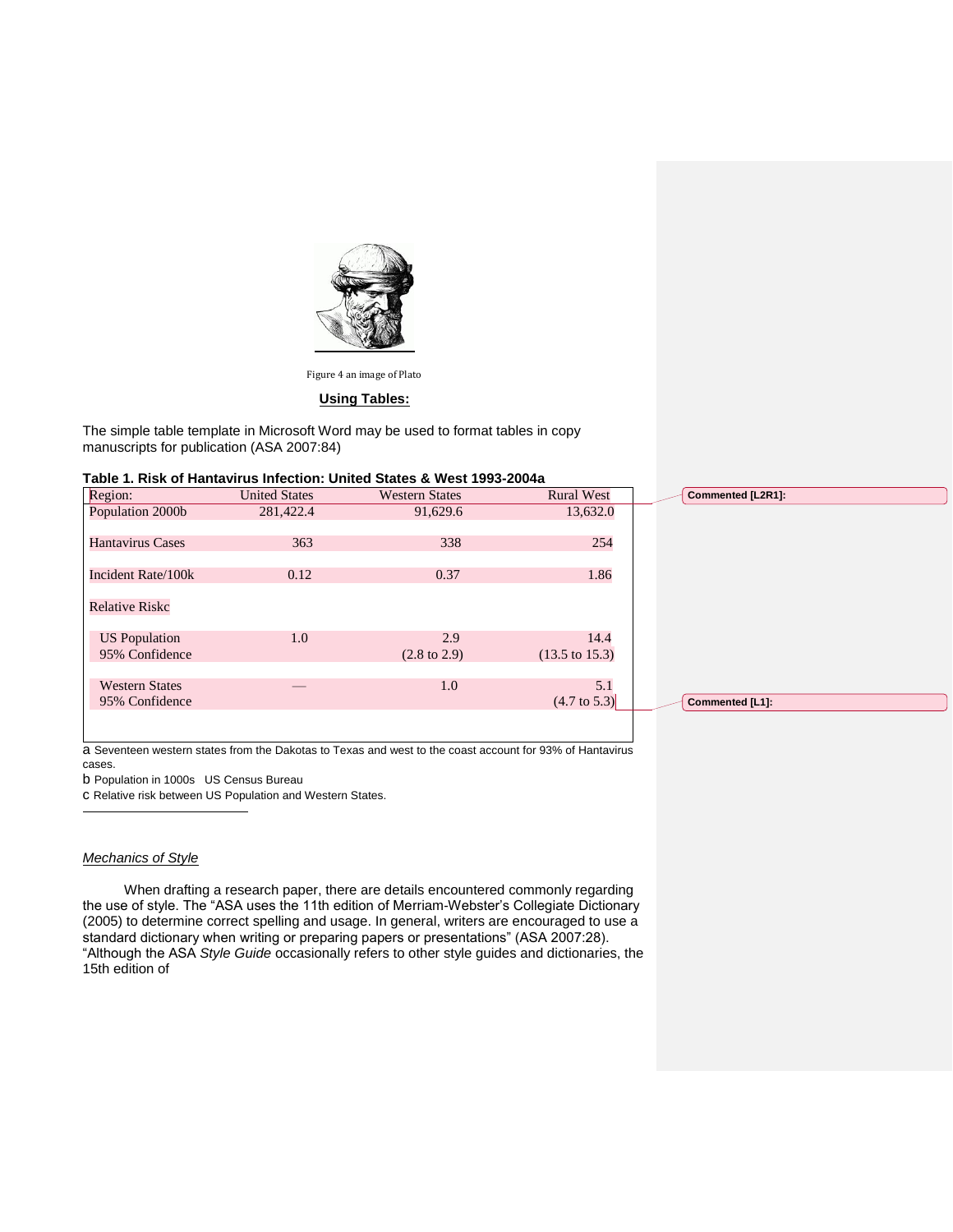Figure 4 an image of Plato

**Using Tables:**

The simple table template in Microsoft Word may be used to format tables in copy manuscripts for publication (ASA 2007:84)

**Table 1. Risk of Hantavirus Infection: United States & West 1993-2004a**

| Region: | United States | Western States | Rural West |
|---|---|---|---|
| Population 2000b | 281,422.4 | 91,629.6 | 13,632.0 |
| Hantavirus Cases | 363 | 338 | 254 |
| Incident Rate/100k | 0.12 | 0.37 | 1.86 |
| Relative Riskc | | | |
| US Population | 1.0 | 2.9 | 14.4 |
| 95% Confidence | | (2.8 to 2.9) | (13.5 to 15.3) |
| Western States | — | 1.0 | 5.1 |
| 95% Confidence | | | (4.7 to 5.3) |

a Seventeen western states from the Dakotas to Texas and west to the coast account for 93% of Hantavirus cases.

b Population in 1000s US Census Bureau

c Relative risk between US Population and Western States.

Commented [L2R1]:

Commented [L1]:

*Mechanics of Style*

When drafting a research paper, there are details encountered commonly regarding the use of style. The "ASA uses the 11th edition of Merriam-Webster's Collegiate Dictionary (2005) to determine correct spelling and usage. In general, writers are encouraged to use a standard dictionary when writing or preparing papers or presentations" (ASA 2007:28). "Although the ASA *Style Guide* occasionally refers to other style guides and dictionaries, the 15th edition of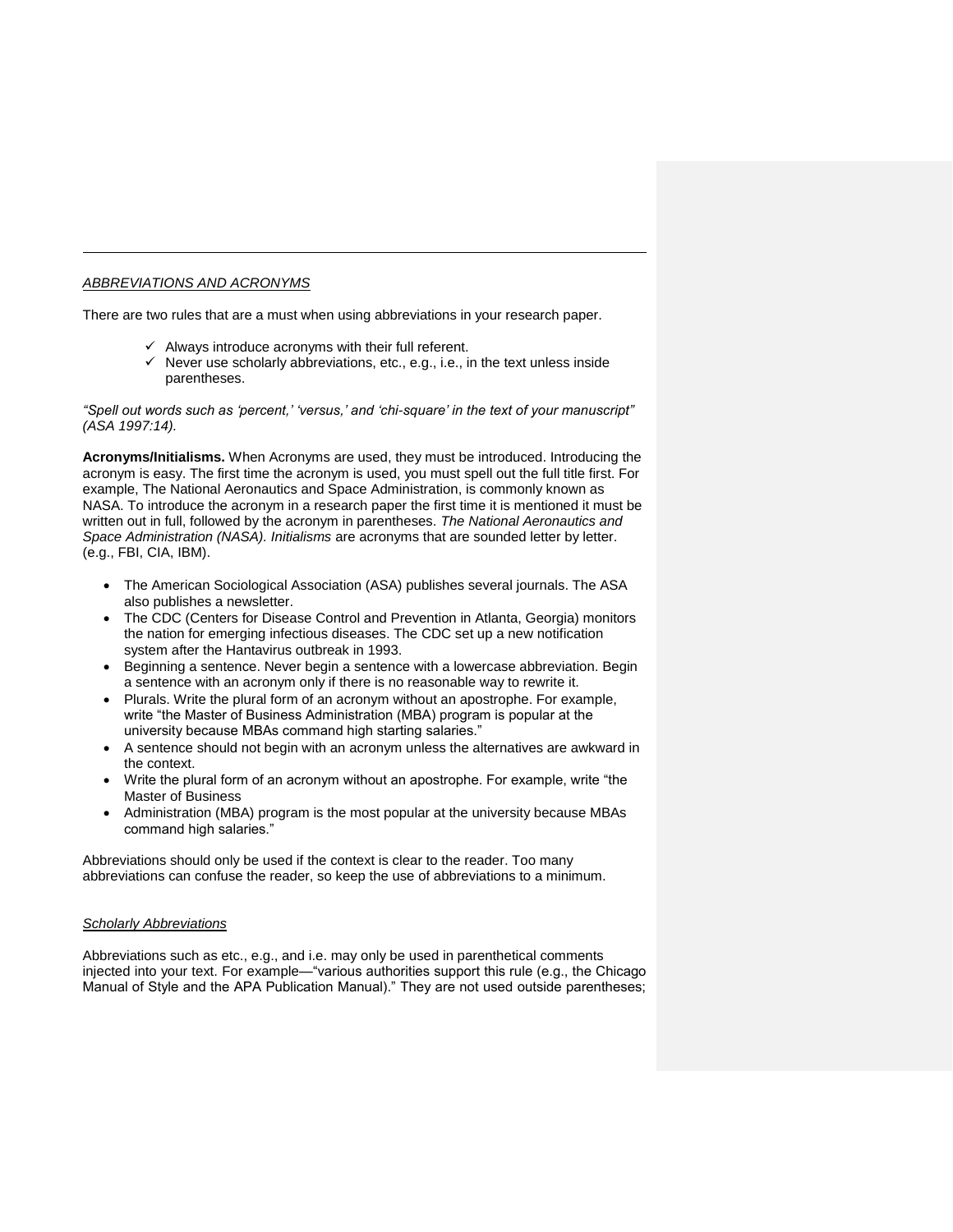*ABBREVIATIONS AND ACRONYMS*

There are two rules that are a must when using abbreviations in your research paper.

- ✓ Always introduce acronyms with their full referent.
- ✓ Never use scholarly abbreviations, etc., e.g., i.e., in the text unless inside parentheses.

*"Spell out words such as 'percent,' 'versus,' and 'chi-square' in the text of your manuscript" (ASA 1997:14).*

**Acronyms/Initialisms.** When Acronyms are used, they must be introduced. Introducing the acronym is easy. The first time the acronym is used, you must spell out the full title first. For example, The National Aeronautics and Space Administration, is commonly known as NASA. To introduce the acronym in a research paper the first time it is mentioned it must be written out in full, followed by the acronym in parentheses. *The National Aeronautics and Space Administration (NASA). Initialisms* are acronyms that are sounded letter by letter. (e.g., FBI, CIA, IBM).

- The American Sociological Association (ASA) publishes several journals. The ASA also publishes a newsletter.
- The CDC (Centers for Disease Control and Prevention in Atlanta, Georgia) monitors the nation for emerging infectious diseases. The CDC set up a new notification system after the Hantavirus outbreak in 1993.
- Beginning a sentence. Never begin a sentence with a lowercase abbreviation. Begin a sentence with an acronym only if there is no reasonable way to rewrite it.
- Plurals. Write the plural form of an acronym without an apostrophe. For example, write "the Master of Business Administration (MBA) program is popular at the university because MBAs command high starting salaries."
- A sentence should not begin with an acronym unless the alternatives are awkward in the context.
- Write the plural form of an acronym without an apostrophe. For example, write "the Master of Business
- Administration (MBA) program is the most popular at the university because MBAs command high salaries."

Abbreviations should only be used if the context is clear to the reader. Too many abbreviations can confuse the reader, so keep the use of abbreviations to a minimum.

*Scholarly Abbreviations*

Abbreviations such as etc., e.g., and i.e. may only be used in parenthetical comments injected into your text. For example—"various authorities support this rule (e.g., the Chicago Manual of Style and the APA Publication Manual)." They are not used outside parentheses;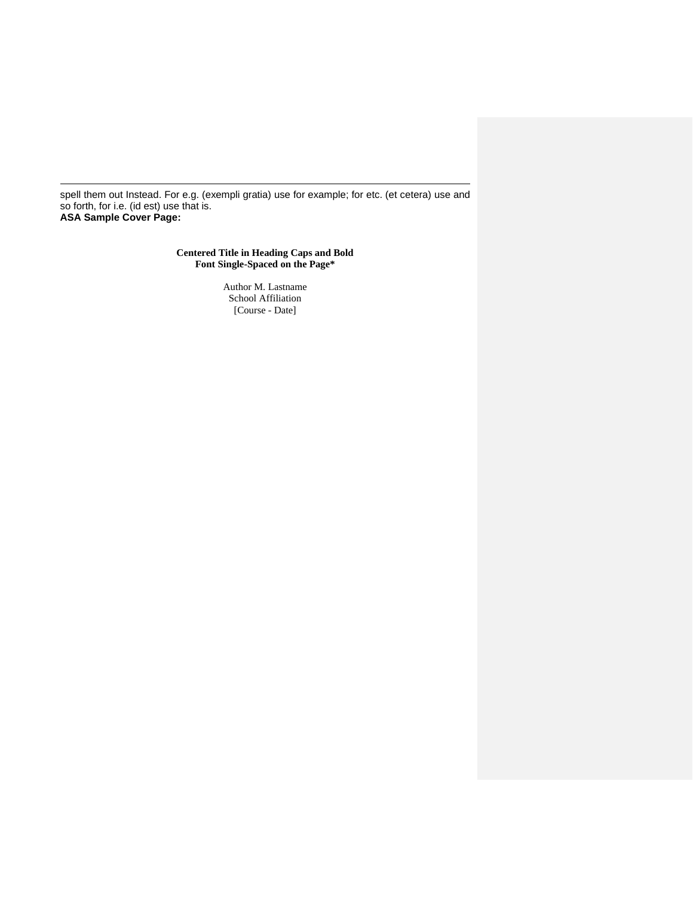spell them out Instead. For e.g. (exempli gratia) use for example; for etc. (et cetera) use and so forth, for i.e. (id est) use that is.

**ASA Sample Cover Page:**

<div align="center">

**Centered Title in Heading Caps and Bold**
**Font Single-Spaced on the Page***

Author M. Lastname
School Affiliation
[Course - Date]

</div>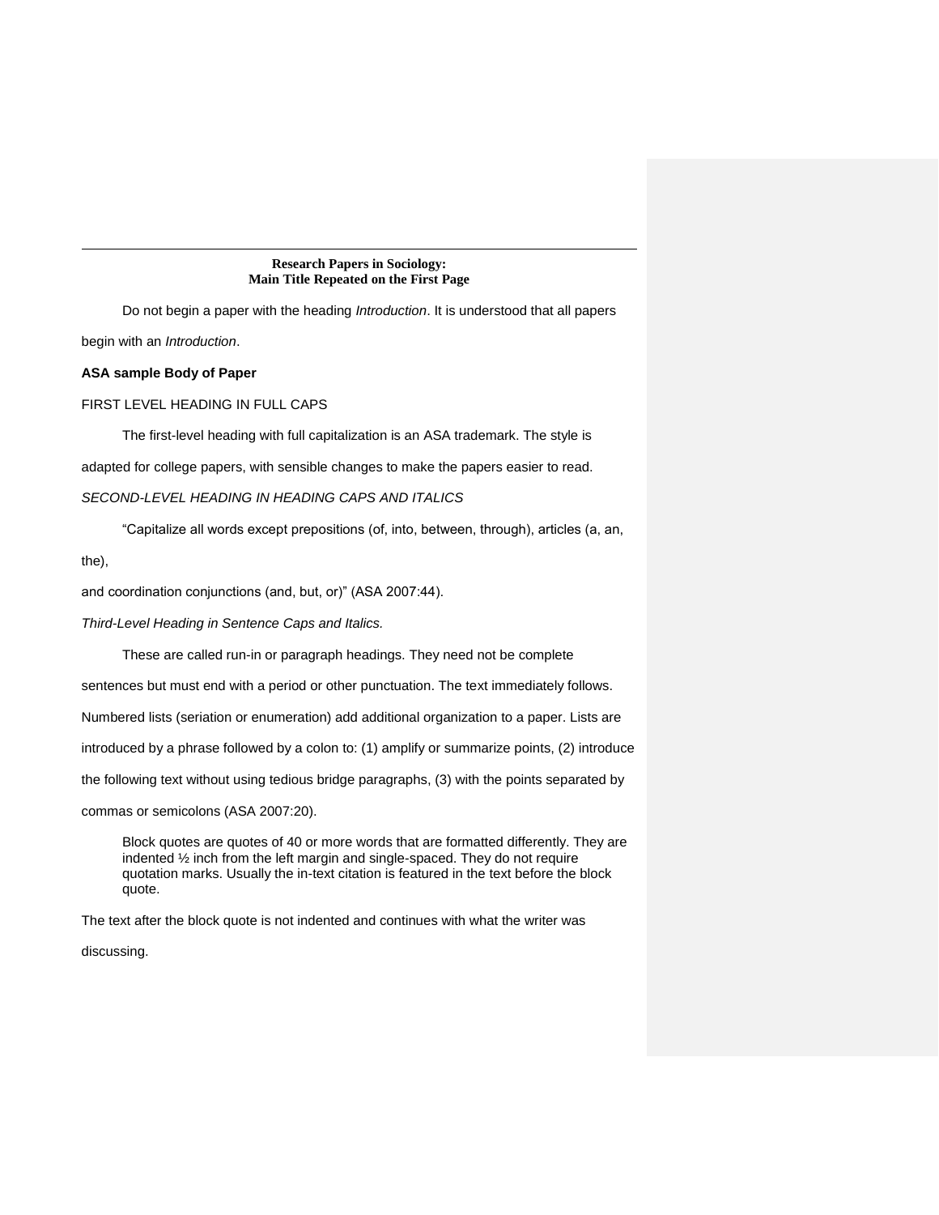**Research Papers in Sociology:**
**Main Title Repeated on the First Page**

Do not begin a paper with the heading *Introduction*. It is understood that all papers begin with an *Introduction*.

**ASA sample Body of Paper**

FIRST LEVEL HEADING IN FULL CAPS

The first-level heading with full capitalization is an ASA trademark. The style is adapted for college papers, with sensible changes to make the papers easier to read.

*SECOND-LEVEL HEADING IN HEADING CAPS AND ITALICS*

"Capitalize all words except prepositions (of, into, between, through), articles (a, an, the),

and coordination conjunctions (and, but, or)" (ASA 2007:44).

*Third-Level Heading in Sentence Caps and Italics.*

These are called run-in or paragraph headings. They need not be complete sentences but must end with a period or other punctuation. The text immediately follows. Numbered lists (seriation or enumeration) add additional organization to a paper. Lists are introduced by a phrase followed by a colon to: (1) amplify or summarize points, (2) introduce the following text without using tedious bridge paragraphs, (3) with the points separated by commas or semicolons (ASA 2007:20).

> Block quotes are quotes of 40 or more words that are formatted differently. They are indented ½ inch from the left margin and single-spaced. They do not require quotation marks. Usually the in-text citation is featured in the text before the block quote.

The text after the block quote is not indented and continues with what the writer was discussing.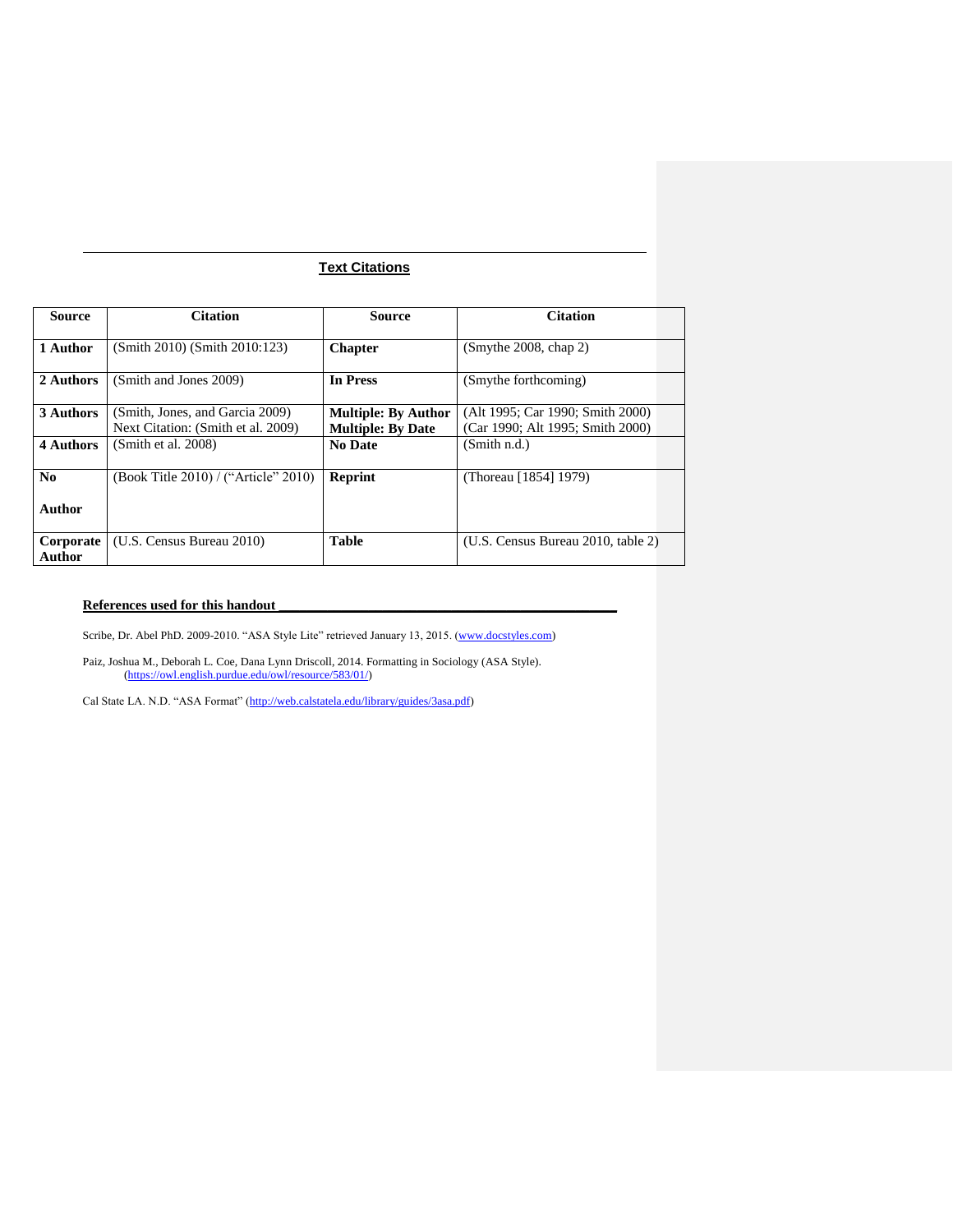## Text Citations

| Source | Citation | Source | Citation |
|---|---|---|---|
| **1 Author** | (Smith 2010) (Smith 2010:123) | **Chapter** | (Smythe 2008, chap 2) |
| **2 Authors** | (Smith and Jones 2009) | **In Press** | (Smythe forthcoming) |
| **3 Authors** | (Smith, Jones, and Garcia 2009) Next Citation: (Smith et al. 2009) | **Multiple: By Author** **Multiple: By Date** | (Alt 1995; Car 1990; Smith 2000) (Car 1990; Alt 1995; Smith 2000) |
| **4 Authors** | (Smith et al. 2008) | **No Date** | (Smith n.d.) |
| **No Author** | (Book Title 2010) / ("Article" 2010) | **Reprint** | (Thoreau [1854] 1979) |
| **Corporate Author** | (U.S. Census Bureau 2010) | **Table** | (U.S. Census Bureau 2010, table 2) |

**References used for this handout**

Scribe, Dr. Abel PhD. 2009-2010. "ASA Style Lite" retrieved January 13, 2015. (www.docstyles.com)

Paiz, Joshua M., Deborah L. Coe, Dana Lynn Driscoll, 2014. Formatting in Sociology (ASA Style). (https://owl.english.purdue.edu/owl/resource/583/01/)

Cal State LA. N.D. "ASA Format" (http://web.calstatela.edu/library/guides/3asa.pdf)